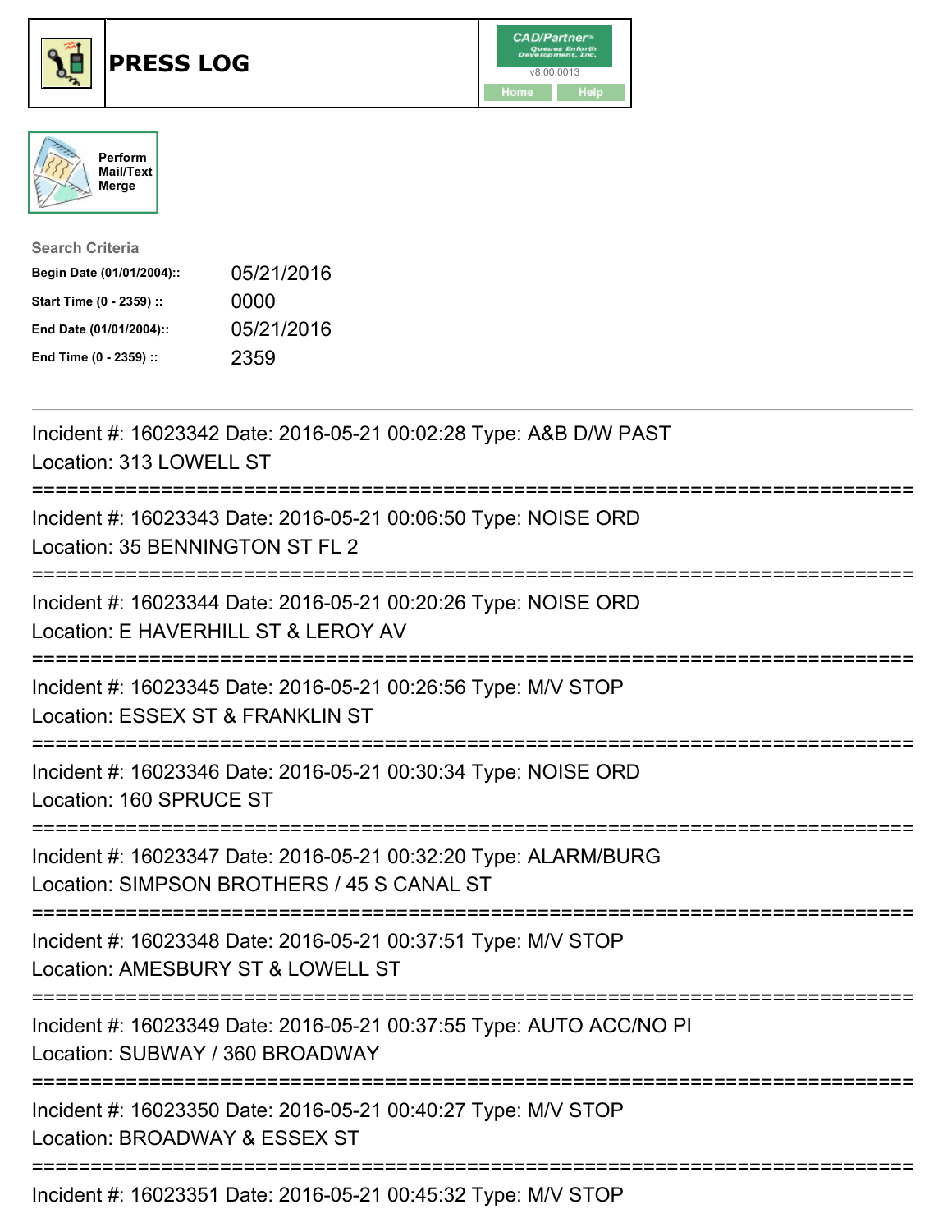# PRESS LOG

CAD/Partner
v8.00.0013
Home Help

Perform Mail/Text Merge

Search Criteria

| | |
|---|---|
| **Begin Date (01/01/2004)::** | 05/21/2016 |
| **Start Time (0 - 2359) ::** | 0000 |
| **End Date (01/01/2004)::** | 05/21/2016 |
| **End Time (0 - 2359) ::** | 2359 |

---

Incident #: 16023342 Date: 2016-05-21 00:02:28 Type: A&B D/W PAST
Location: 313 LOWELL ST

===========================================================================

Incident #: 16023343 Date: 2016-05-21 00:06:50 Type: NOISE ORD
Location: 35 BENNINGTON ST FL 2

===========================================================================

Incident #: 16023344 Date: 2016-05-21 00:20:26 Type: NOISE ORD
Location: E HAVERHILL ST & LEROY AV

===========================================================================

Incident #: 16023345 Date: 2016-05-21 00:26:56 Type: M/V STOP
Location: ESSEX ST & FRANKLIN ST

===========================================================================

Incident #: 16023346 Date: 2016-05-21 00:30:34 Type: NOISE ORD
Location: 160 SPRUCE ST

===========================================================================

Incident #: 16023347 Date: 2016-05-21 00:32:20 Type: ALARM/BURG
Location: SIMPSON BROTHERS / 45 S CANAL ST

===========================================================================

Incident #: 16023348 Date: 2016-05-21 00:37:51 Type: M/V STOP
Location: AMESBURY ST & LOWELL ST

===========================================================================

Incident #: 16023349 Date: 2016-05-21 00:37:55 Type: AUTO ACC/NO PI
Location: SUBWAY / 360 BROADWAY

===========================================================================

Incident #: 16023350 Date: 2016-05-21 00:40:27 Type: M/V STOP
Location: BROADWAY & ESSEX ST

===========================================================================

Incident #: 16023351 Date: 2016-05-21 00:45:32 Type: M/V STOP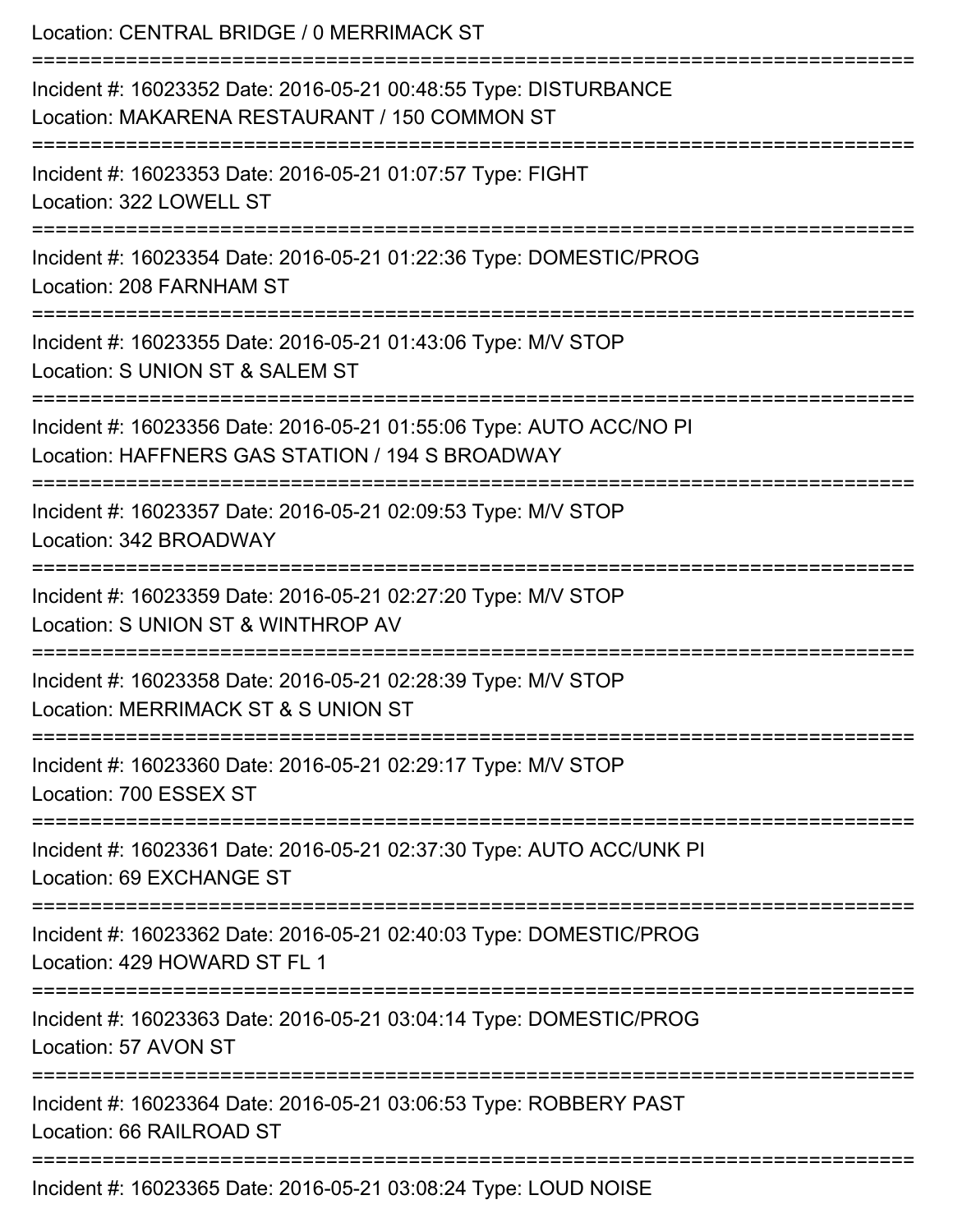Location: CENTRAL BRIDGE / 0 MERRIMACK ST

===========================================================================

Incident #: 16023352 Date: 2016-05-21 00:48:55 Type: DISTURBANCE
Location: MAKARENA RESTAURANT / 150 COMMON ST

===========================================================================

Incident #: 16023353 Date: 2016-05-21 01:07:57 Type: FIGHT
Location: 322 LOWELL ST

===========================================================================

Incident #: 16023354 Date: 2016-05-21 01:22:36 Type: DOMESTIC/PROG
Location: 208 FARNHAM ST

===========================================================================

Incident #: 16023355 Date: 2016-05-21 01:43:06 Type: M/V STOP
Location: S UNION ST & SALEM ST

===========================================================================

Incident #: 16023356 Date: 2016-05-21 01:55:06 Type: AUTO ACC/NO PI
Location: HAFFNERS GAS STATION / 194 S BROADWAY

===========================================================================

Incident #: 16023357 Date: 2016-05-21 02:09:53 Type: M/V STOP
Location: 342 BROADWAY

===========================================================================

Incident #: 16023359 Date: 2016-05-21 02:27:20 Type: M/V STOP
Location: S UNION ST & WINTHROP AV

===========================================================================

Incident #: 16023358 Date: 2016-05-21 02:28:39 Type: M/V STOP
Location: MERRIMACK ST & S UNION ST

===========================================================================

Incident #: 16023360 Date: 2016-05-21 02:29:17 Type: M/V STOP
Location: 700 ESSEX ST

===========================================================================

Incident #: 16023361 Date: 2016-05-21 02:37:30 Type: AUTO ACC/UNK PI
Location: 69 EXCHANGE ST

===========================================================================

Incident #: 16023362 Date: 2016-05-21 02:40:03 Type: DOMESTIC/PROG
Location: 429 HOWARD ST FL 1

===========================================================================

Incident #: 16023363 Date: 2016-05-21 03:04:14 Type: DOMESTIC/PROG
Location: 57 AVON ST

===========================================================================

Incident #: 16023364 Date: 2016-05-21 03:06:53 Type: ROBBERY PAST
Location: 66 RAILROAD ST

===========================================================================

Incident #: 16023365 Date: 2016-05-21 03:08:24 Type: LOUD NOISE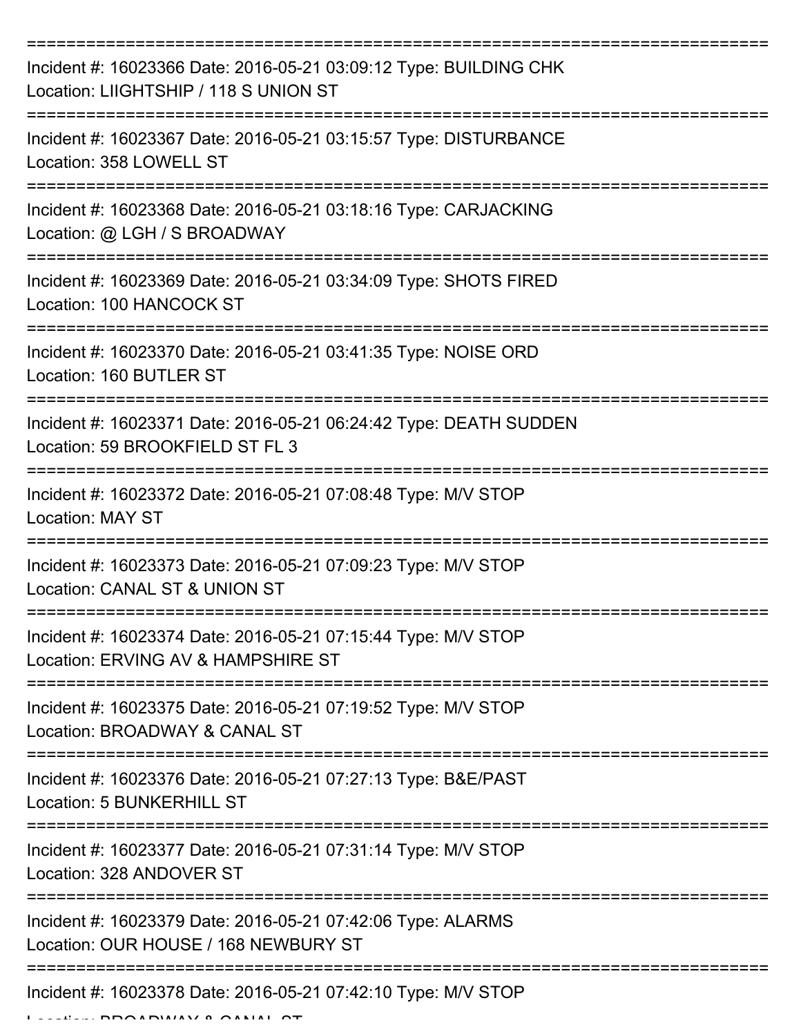===========================================================================

Incident #: 16023366 Date: 2016-05-21 03:09:12 Type: BUILDING CHK
Location: LIIGHTSHIP / 118 S UNION ST

===========================================================================

Incident #: 16023367 Date: 2016-05-21 03:15:57 Type: DISTURBANCE
Location: 358 LOWELL ST

===========================================================================

Incident #: 16023368 Date: 2016-05-21 03:18:16 Type: CARJACKING
Location: @ LGH / S BROADWAY

===========================================================================

Incident #: 16023369 Date: 2016-05-21 03:34:09 Type: SHOTS FIRED
Location: 100 HANCOCK ST

===========================================================================

Incident #: 16023370 Date: 2016-05-21 03:41:35 Type: NOISE ORD
Location: 160 BUTLER ST

===========================================================================

Incident #: 16023371 Date: 2016-05-21 06:24:42 Type: DEATH SUDDEN
Location: 59 BROOKFIELD ST FL 3

===========================================================================

Incident #: 16023372 Date: 2016-05-21 07:08:48 Type: M/V STOP
Location: MAY ST

===========================================================================

Incident #: 16023373 Date: 2016-05-21 07:09:23 Type: M/V STOP
Location: CANAL ST & UNION ST

===========================================================================

Incident #: 16023374 Date: 2016-05-21 07:15:44 Type: M/V STOP
Location: ERVING AV & HAMPSHIRE ST

===========================================================================

Incident #: 16023375 Date: 2016-05-21 07:19:52 Type: M/V STOP
Location: BROADWAY & CANAL ST

===========================================================================

Incident #: 16023376 Date: 2016-05-21 07:27:13 Type: B&E/PAST
Location: 5 BUNKERHILL ST

===========================================================================

Incident #: 16023377 Date: 2016-05-21 07:31:14 Type: M/V STOP
Location: 328 ANDOVER ST

===========================================================================

Incident #: 16023379 Date: 2016-05-21 07:42:06 Type: ALARMS
Location: OUR HOUSE / 168 NEWBURY ST

===========================================================================

Incident #: 16023378 Date: 2016-05-21 07:42:10 Type: M/V STOP
Location: BROADWAY & CANAL ST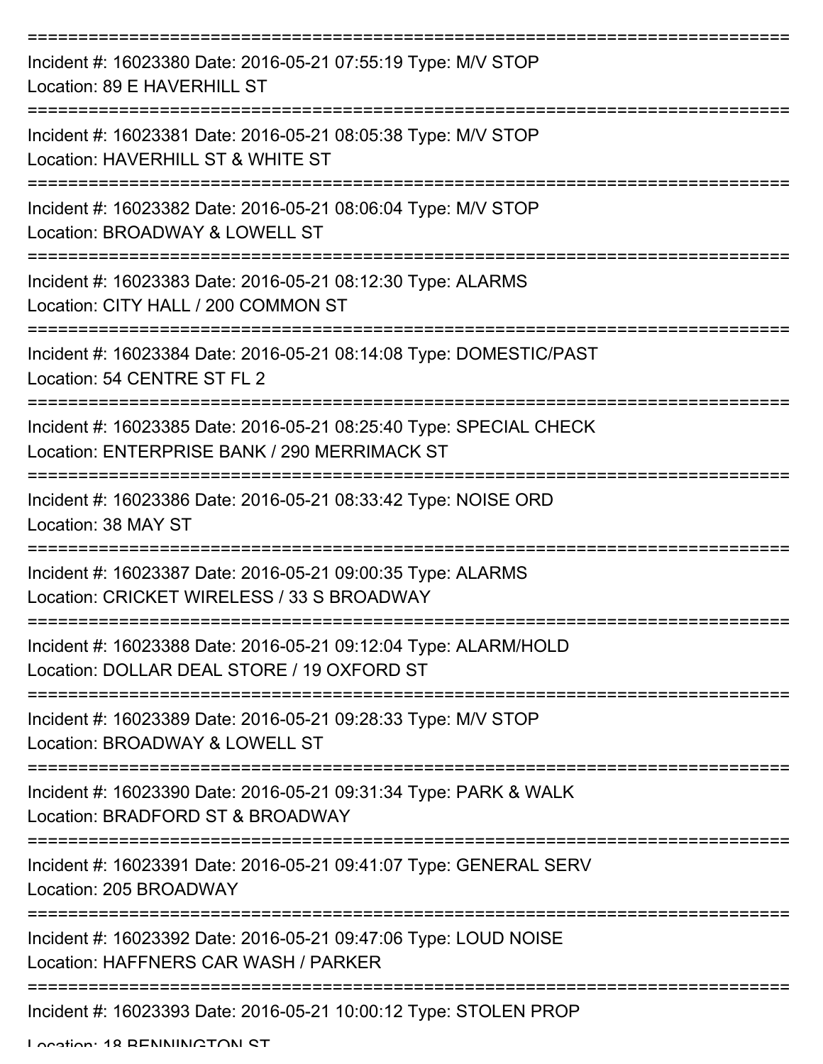===========================================================================

Incident #: 16023380 Date: 2016-05-21 07:55:19 Type: M/V STOP

Location: 89 E HAVERHILL ST

===========================================================================

Incident #: 16023381 Date: 2016-05-21 08:05:38 Type: M/V STOP

Location: HAVERHILL ST & WHITE ST

===========================================================================

Incident #: 16023382 Date: 2016-05-21 08:06:04 Type: M/V STOP

Location: BROADWAY & LOWELL ST

===========================================================================

Incident #: 16023383 Date: 2016-05-21 08:12:30 Type: ALARMS

Location: CITY HALL / 200 COMMON ST

===========================================================================

Incident #: 16023384 Date: 2016-05-21 08:14:08 Type: DOMESTIC/PAST

Location: 54 CENTRE ST FL 2

===========================================================================

Incident #: 16023385 Date: 2016-05-21 08:25:40 Type: SPECIAL CHECK

Location: ENTERPRISE BANK / 290 MERRIMACK ST

===========================================================================

Incident #: 16023386 Date: 2016-05-21 08:33:42 Type: NOISE ORD

Location: 38 MAY ST

===========================================================================

Incident #: 16023387 Date: 2016-05-21 09:00:35 Type: ALARMS

Location: CRICKET WIRELESS / 33 S BROADWAY

===========================================================================

Incident #: 16023388 Date: 2016-05-21 09:12:04 Type: ALARM/HOLD

Location: DOLLAR DEAL STORE / 19 OXFORD ST

===========================================================================

Incident #: 16023389 Date: 2016-05-21 09:28:33 Type: M/V STOP

Location: BROADWAY & LOWELL ST

===========================================================================

Incident #: 16023390 Date: 2016-05-21 09:31:34 Type: PARK & WALK

Location: BRADFORD ST & BROADWAY

===========================================================================

Incident #: 16023391 Date: 2016-05-21 09:41:07 Type: GENERAL SERV

Location: 205 BROADWAY

===========================================================================

Incident #: 16023392 Date: 2016-05-21 09:47:06 Type: LOUD NOISE

Location: HAFFNERS CAR WASH / PARKER

===========================================================================

Incident #: 16023393 Date: 2016-05-21 10:00:12 Type: STOLEN PROP

Location: 18 BENNINGTON ST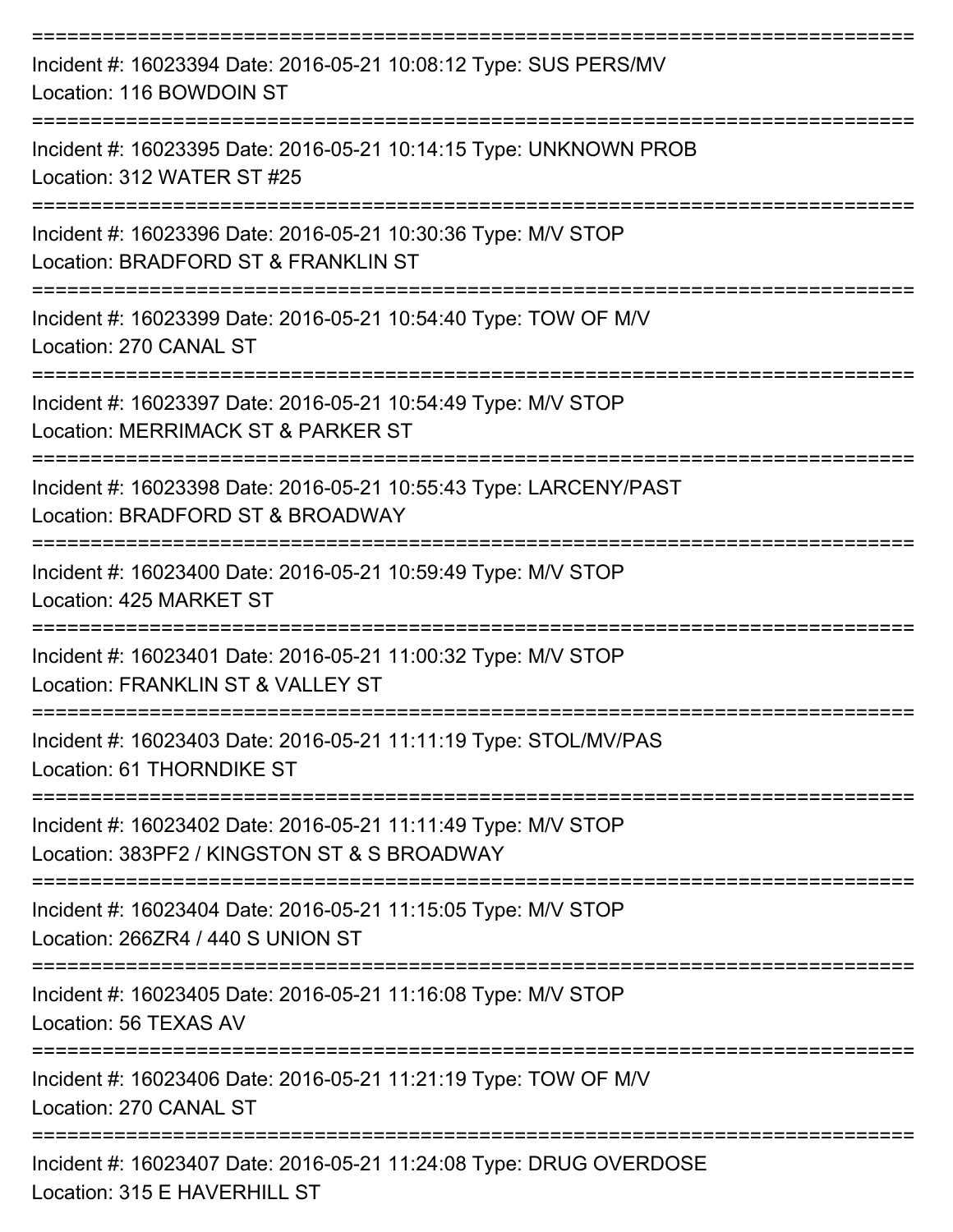===========================================================================

Incident #: 16023394 Date: 2016-05-21 10:08:12 Type: SUS PERS/MV
Location: 116 BOWDOIN ST

===========================================================================

Incident #: 16023395 Date: 2016-05-21 10:14:15 Type: UNKNOWN PROB
Location: 312 WATER ST #25

===========================================================================

Incident #: 16023396 Date: 2016-05-21 10:30:36 Type: M/V STOP
Location: BRADFORD ST & FRANKLIN ST

===========================================================================

Incident #: 16023399 Date: 2016-05-21 10:54:40 Type: TOW OF M/V
Location: 270 CANAL ST

===========================================================================

Incident #: 16023397 Date: 2016-05-21 10:54:49 Type: M/V STOP
Location: MERRIMACK ST & PARKER ST

===========================================================================

Incident #: 16023398 Date: 2016-05-21 10:55:43 Type: LARCENY/PAST
Location: BRADFORD ST & BROADWAY

===========================================================================

Incident #: 16023400 Date: 2016-05-21 10:59:49 Type: M/V STOP
Location: 425 MARKET ST

===========================================================================

Incident #: 16023401 Date: 2016-05-21 11:00:32 Type: M/V STOP
Location: FRANKLIN ST & VALLEY ST

===========================================================================

Incident #: 16023403 Date: 2016-05-21 11:11:19 Type: STOL/MV/PAS
Location: 61 THORNDIKE ST

===========================================================================

Incident #: 16023402 Date: 2016-05-21 11:11:49 Type: M/V STOP
Location: 383PF2 / KINGSTON ST & S BROADWAY

===========================================================================

Incident #: 16023404 Date: 2016-05-21 11:15:05 Type: M/V STOP
Location: 266ZR4 / 440 S UNION ST

===========================================================================

Incident #: 16023405 Date: 2016-05-21 11:16:08 Type: M/V STOP
Location: 56 TEXAS AV

===========================================================================

Incident #: 16023406 Date: 2016-05-21 11:21:19 Type: TOW OF M/V
Location: 270 CANAL ST

===========================================================================

Incident #: 16023407 Date: 2016-05-21 11:24:08 Type: DRUG OVERDOSE
Location: 315 E HAVERHILL ST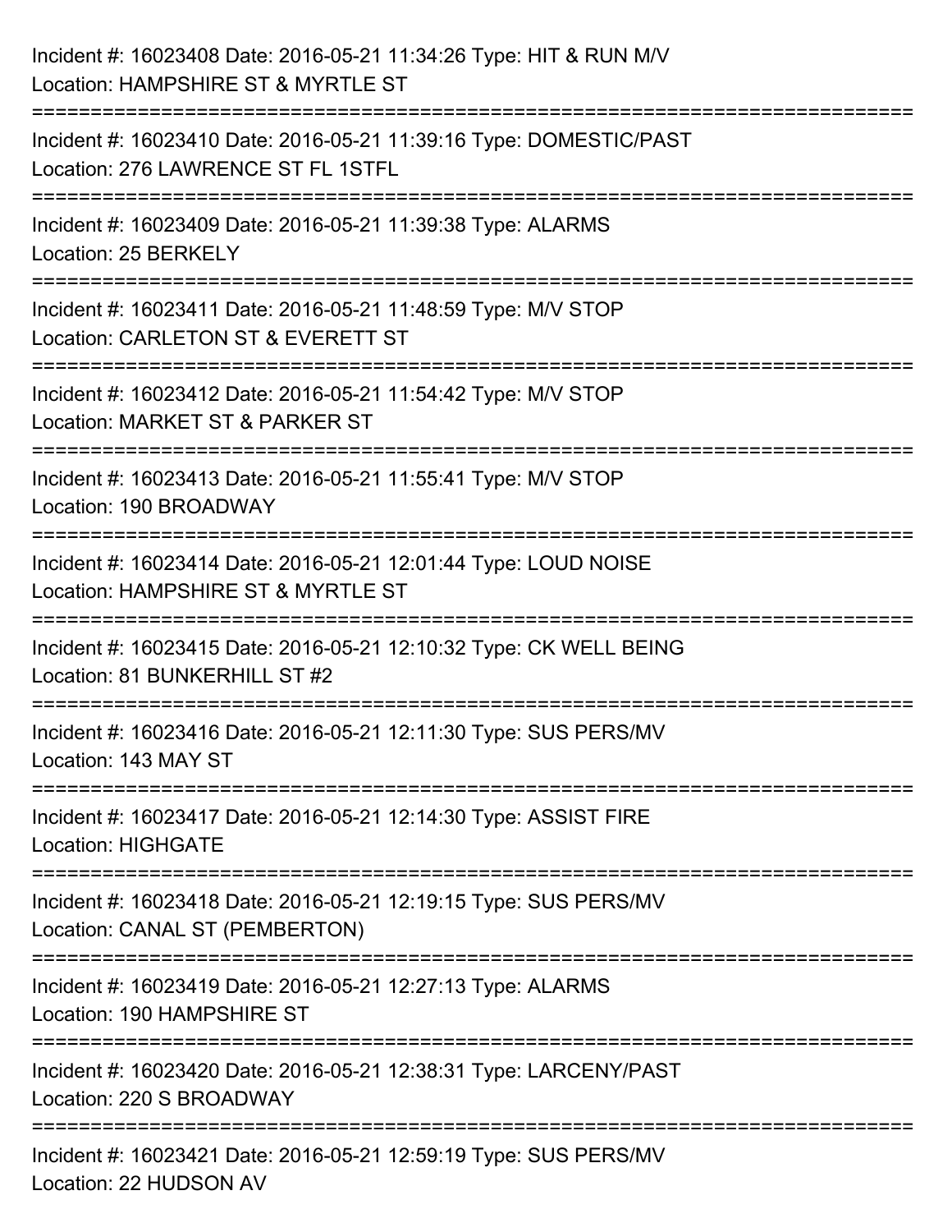Incident #: 16023408 Date: 2016-05-21 11:34:26 Type: HIT & RUN M/V
Location: HAMPSHIRE ST & MYRTLE ST

===========================================================================

Incident #: 16023410 Date: 2016-05-21 11:39:16 Type: DOMESTIC/PAST
Location: 276 LAWRENCE ST FL 1STFL

===========================================================================

Incident #: 16023409 Date: 2016-05-21 11:39:38 Type: ALARMS
Location: 25 BERKELY

===========================================================================

Incident #: 16023411 Date: 2016-05-21 11:48:59 Type: M/V STOP
Location: CARLETON ST & EVERETT ST

===========================================================================

Incident #: 16023412 Date: 2016-05-21 11:54:42 Type: M/V STOP
Location: MARKET ST & PARKER ST

===========================================================================

Incident #: 16023413 Date: 2016-05-21 11:55:41 Type: M/V STOP
Location: 190 BROADWAY

===========================================================================

Incident #: 16023414 Date: 2016-05-21 12:01:44 Type: LOUD NOISE
Location: HAMPSHIRE ST & MYRTLE ST

===========================================================================

Incident #: 16023415 Date: 2016-05-21 12:10:32 Type: CK WELL BEING
Location: 81 BUNKERHILL ST #2

===========================================================================

Incident #: 16023416 Date: 2016-05-21 12:11:30 Type: SUS PERS/MV
Location: 143 MAY ST

===========================================================================

Incident #: 16023417 Date: 2016-05-21 12:14:30 Type: ASSIST FIRE
Location: HIGHGATE

===========================================================================

Incident #: 16023418 Date: 2016-05-21 12:19:15 Type: SUS PERS/MV
Location: CANAL ST (PEMBERTON)

===========================================================================

Incident #: 16023419 Date: 2016-05-21 12:27:13 Type: ALARMS
Location: 190 HAMPSHIRE ST

===========================================================================

Incident #: 16023420 Date: 2016-05-21 12:38:31 Type: LARCENY/PAST
Location: 220 S BROADWAY

===========================================================================

Incident #: 16023421 Date: 2016-05-21 12:59:19 Type: SUS PERS/MV
Location: 22 HUDSON AV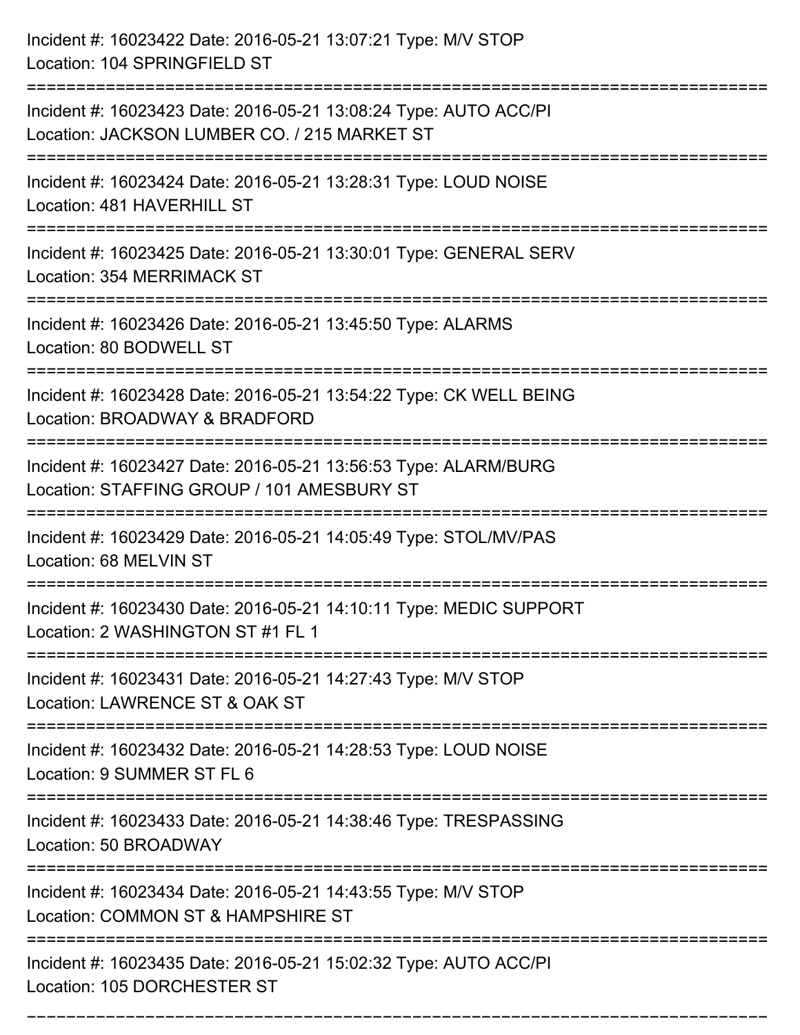Incident #: 16023422 Date: 2016-05-21 13:07:21 Type: M/V STOP
Location: 104 SPRINGFIELD ST

===========================================================================

Incident #: 16023423 Date: 2016-05-21 13:08:24 Type: AUTO ACC/PI
Location: JACKSON LUMBER CO. / 215 MARKET ST

===========================================================================

Incident #: 16023424 Date: 2016-05-21 13:28:31 Type: LOUD NOISE
Location: 481 HAVERHILL ST

===========================================================================

Incident #: 16023425 Date: 2016-05-21 13:30:01 Type: GENERAL SERV
Location: 354 MERRIMACK ST

===========================================================================

Incident #: 16023426 Date: 2016-05-21 13:45:50 Type: ALARMS
Location: 80 BODWELL ST

===========================================================================

Incident #: 16023428 Date: 2016-05-21 13:54:22 Type: CK WELL BEING
Location: BROADWAY & BRADFORD

===========================================================================

Incident #: 16023427 Date: 2016-05-21 13:56:53 Type: ALARM/BURG
Location: STAFFING GROUP / 101 AMESBURY ST

===========================================================================

Incident #: 16023429 Date: 2016-05-21 14:05:49 Type: STOL/MV/PAS
Location: 68 MELVIN ST

===========================================================================

Incident #: 16023430 Date: 2016-05-21 14:10:11 Type: MEDIC SUPPORT
Location: 2 WASHINGTON ST #1 FL 1

===========================================================================

Incident #: 16023431 Date: 2016-05-21 14:27:43 Type: M/V STOP
Location: LAWRENCE ST & OAK ST

===========================================================================

Incident #: 16023432 Date: 2016-05-21 14:28:53 Type: LOUD NOISE
Location: 9 SUMMER ST FL 6

===========================================================================

Incident #: 16023433 Date: 2016-05-21 14:38:46 Type: TRESPASSING
Location: 50 BROADWAY

===========================================================================

Incident #: 16023434 Date: 2016-05-21 14:43:55 Type: M/V STOP
Location: COMMON ST & HAMPSHIRE ST

===========================================================================

Incident #: 16023435 Date: 2016-05-21 15:02:32 Type: AUTO ACC/PI
Location: 105 DORCHESTER ST

===========================================================================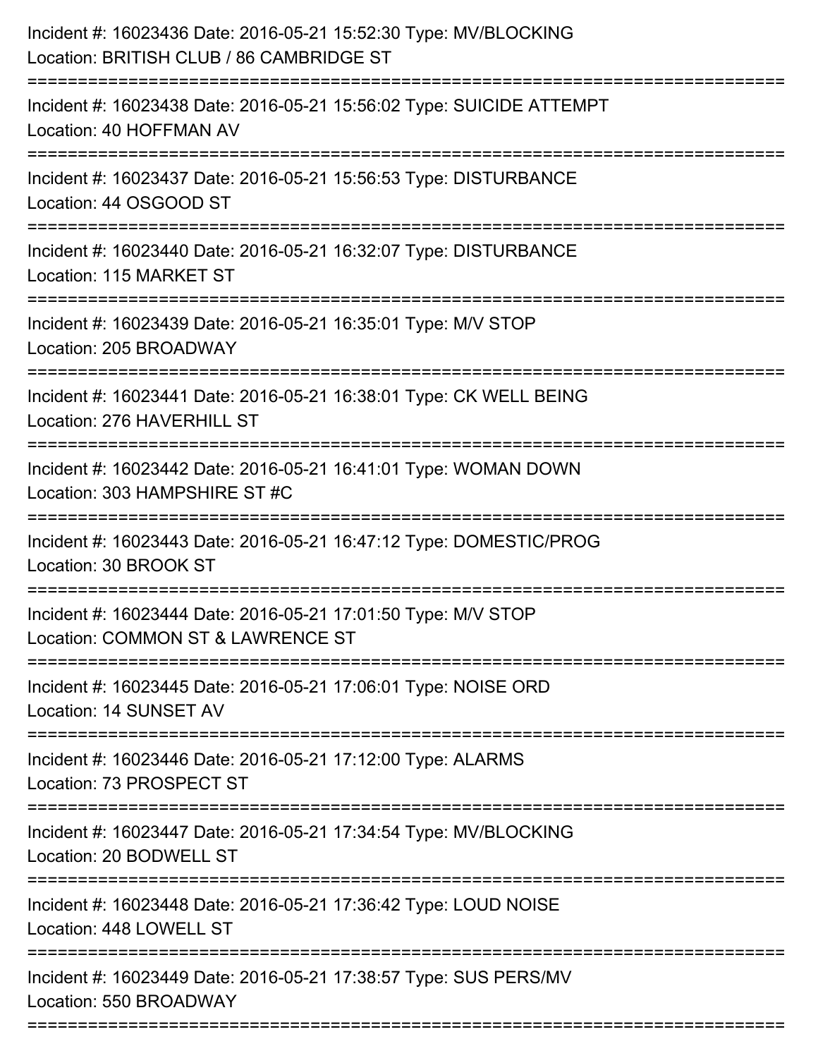Incident #: 16023436 Date: 2016-05-21 15:52:30 Type: MV/BLOCKING
Location: BRITISH CLUB / 86 CAMBRIDGE ST

===========================================================================

Incident #: 16023438 Date: 2016-05-21 15:56:02 Type: SUICIDE ATTEMPT
Location: 40 HOFFMAN AV

===========================================================================

Incident #: 16023437 Date: 2016-05-21 15:56:53 Type: DISTURBANCE
Location: 44 OSGOOD ST

===========================================================================

Incident #: 16023440 Date: 2016-05-21 16:32:07 Type: DISTURBANCE
Location: 115 MARKET ST

===========================================================================

Incident #: 16023439 Date: 2016-05-21 16:35:01 Type: M/V STOP
Location: 205 BROADWAY

===========================================================================

Incident #: 16023441 Date: 2016-05-21 16:38:01 Type: CK WELL BEING
Location: 276 HAVERHILL ST

===========================================================================

Incident #: 16023442 Date: 2016-05-21 16:41:01 Type: WOMAN DOWN
Location: 303 HAMPSHIRE ST #C

===========================================================================

Incident #: 16023443 Date: 2016-05-21 16:47:12 Type: DOMESTIC/PROG
Location: 30 BROOK ST

===========================================================================

Incident #: 16023444 Date: 2016-05-21 17:01:50 Type: M/V STOP
Location: COMMON ST & LAWRENCE ST

===========================================================================

Incident #: 16023445 Date: 2016-05-21 17:06:01 Type: NOISE ORD
Location: 14 SUNSET AV

===========================================================================

Incident #: 16023446 Date: 2016-05-21 17:12:00 Type: ALARMS
Location: 73 PROSPECT ST

===========================================================================

Incident #: 16023447 Date: 2016-05-21 17:34:54 Type: MV/BLOCKING
Location: 20 BODWELL ST

===========================================================================

Incident #: 16023448 Date: 2016-05-21 17:36:42 Type: LOUD NOISE
Location: 448 LOWELL ST

===========================================================================

Incident #: 16023449 Date: 2016-05-21 17:38:57 Type: SUS PERS/MV
Location: 550 BROADWAY

===========================================================================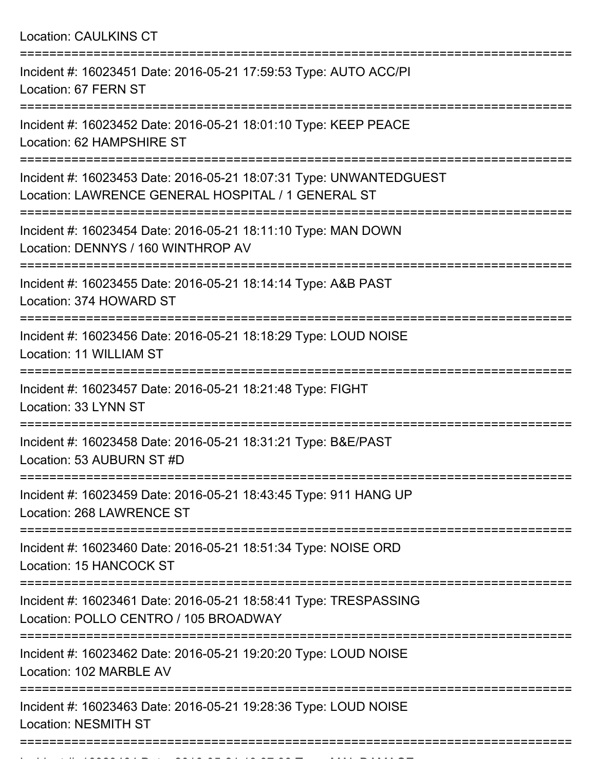Location: CAULKINS CT

===========================================================================

Incident #: 16023451 Date: 2016-05-21 17:59:53 Type: AUTO ACC/PI
Location: 67 FERN ST

===========================================================================

Incident #: 16023452 Date: 2016-05-21 18:01:10 Type: KEEP PEACE
Location: 62 HAMPSHIRE ST

===========================================================================

Incident #: 16023453 Date: 2016-05-21 18:07:31 Type: UNWANTEDGUEST
Location: LAWRENCE GENERAL HOSPITAL / 1 GENERAL ST

===========================================================================

Incident #: 16023454 Date: 2016-05-21 18:11:10 Type: MAN DOWN
Location: DENNYS / 160 WINTHROP AV

===========================================================================

Incident #: 16023455 Date: 2016-05-21 18:14:14 Type: A&B PAST
Location: 374 HOWARD ST

===========================================================================

Incident #: 16023456 Date: 2016-05-21 18:18:29 Type: LOUD NOISE
Location: 11 WILLIAM ST

===========================================================================

Incident #: 16023457 Date: 2016-05-21 18:21:48 Type: FIGHT
Location: 33 LYNN ST

===========================================================================

Incident #: 16023458 Date: 2016-05-21 18:31:21 Type: B&E/PAST
Location: 53 AUBURN ST #D

===========================================================================

Incident #: 16023459 Date: 2016-05-21 18:43:45 Type: 911 HANG UP
Location: 268 LAWRENCE ST

===========================================================================

Incident #: 16023460 Date: 2016-05-21 18:51:34 Type: NOISE ORD
Location: 15 HANCOCK ST

===========================================================================

Incident #: 16023461 Date: 2016-05-21 18:58:41 Type: TRESPASSING
Location: POLLO CENTRO / 105 BROADWAY

===========================================================================

Incident #: 16023462 Date: 2016-05-21 19:20:20 Type: LOUD NOISE
Location: 102 MARBLE AV

===========================================================================

Incident #: 16023463 Date: 2016-05-21 19:28:36 Type: LOUD NOISE
Location: NESMITH ST

===========================================================================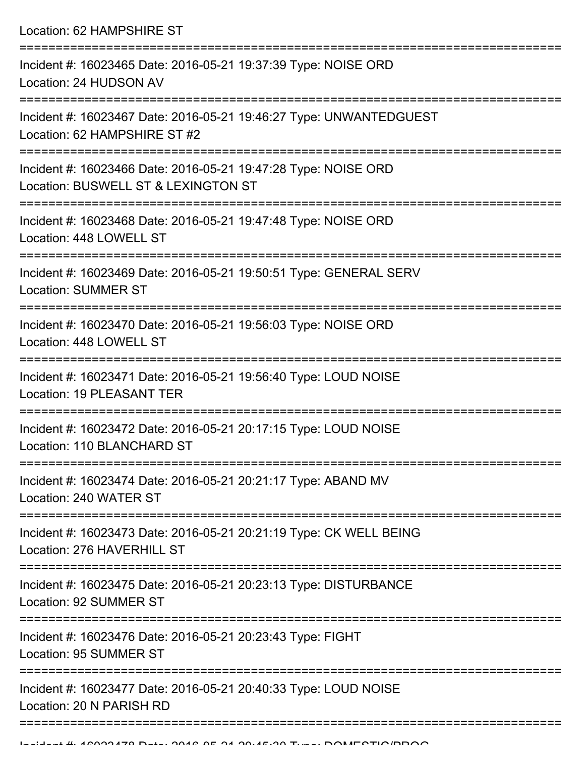Location: 62 HAMPSHIRE ST

===========================================================================

Incident #: 16023465 Date: 2016-05-21 19:37:39 Type: NOISE ORD
Location: 24 HUDSON AV

===========================================================================

Incident #: 16023467 Date: 2016-05-21 19:46:27 Type: UNWANTEDGUEST
Location: 62 HAMPSHIRE ST #2

===========================================================================

Incident #: 16023466 Date: 2016-05-21 19:47:28 Type: NOISE ORD
Location: BUSWELL ST & LEXINGTON ST

===========================================================================

Incident #: 16023468 Date: 2016-05-21 19:47:48 Type: NOISE ORD
Location: 448 LOWELL ST

===========================================================================

Incident #: 16023469 Date: 2016-05-21 19:50:51 Type: GENERAL SERV
Location: SUMMER ST

===========================================================================

Incident #: 16023470 Date: 2016-05-21 19:56:03 Type: NOISE ORD
Location: 448 LOWELL ST

===========================================================================

Incident #: 16023471 Date: 2016-05-21 19:56:40 Type: LOUD NOISE
Location: 19 PLEASANT TER

===========================================================================

Incident #: 16023472 Date: 2016-05-21 20:17:15 Type: LOUD NOISE
Location: 110 BLANCHARD ST

===========================================================================

Incident #: 16023474 Date: 2016-05-21 20:21:17 Type: ABAND MV
Location: 240 WATER ST

===========================================================================

Incident #: 16023473 Date: 2016-05-21 20:21:19 Type: CK WELL BEING
Location: 276 HAVERHILL ST

===========================================================================

Incident #: 16023475 Date: 2016-05-21 20:23:13 Type: DISTURBANCE
Location: 92 SUMMER ST

===========================================================================

Incident #: 16023476 Date: 2016-05-21 20:23:43 Type: FIGHT
Location: 95 SUMMER ST

===========================================================================

Incident #: 16023477 Date: 2016-05-21 20:40:33 Type: LOUD NOISE
Location: 20 N PARISH RD

===========================================================================

Incident #: 16023478 Date: 2016-05-21 20:45:30 Type: DOMESTIC/PROG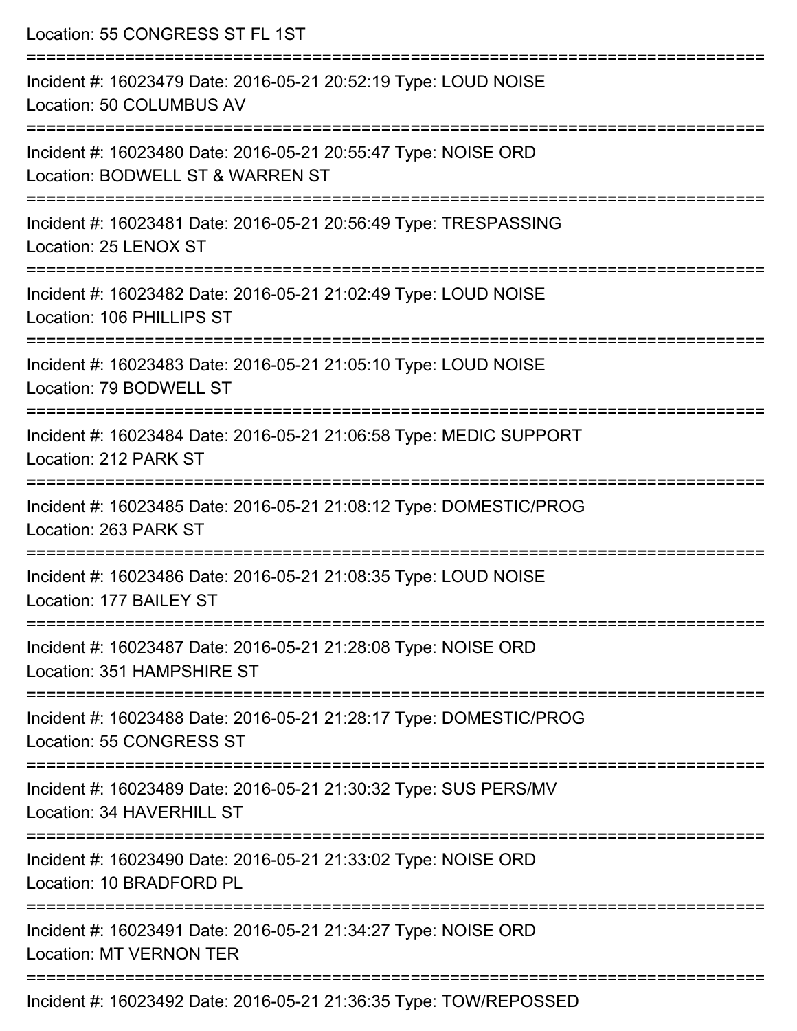Location: 55 CONGRESS ST FL 1ST

===========================================================================

Incident #: 16023479 Date: 2016-05-21 20:52:19 Type: LOUD NOISE
Location: 50 COLUMBUS AV

===========================================================================

Incident #: 16023480 Date: 2016-05-21 20:55:47 Type: NOISE ORD
Location: BODWELL ST & WARREN ST

===========================================================================

Incident #: 16023481 Date: 2016-05-21 20:56:49 Type: TRESPASSING
Location: 25 LENOX ST

===========================================================================

Incident #: 16023482 Date: 2016-05-21 21:02:49 Type: LOUD NOISE
Location: 106 PHILLIPS ST

===========================================================================

Incident #: 16023483 Date: 2016-05-21 21:05:10 Type: LOUD NOISE
Location: 79 BODWELL ST

===========================================================================

Incident #: 16023484 Date: 2016-05-21 21:06:58 Type: MEDIC SUPPORT
Location: 212 PARK ST

===========================================================================

Incident #: 16023485 Date: 2016-05-21 21:08:12 Type: DOMESTIC/PROG
Location: 263 PARK ST

===========================================================================

Incident #: 16023486 Date: 2016-05-21 21:08:35 Type: LOUD NOISE
Location: 177 BAILEY ST

===========================================================================

Incident #: 16023487 Date: 2016-05-21 21:28:08 Type: NOISE ORD
Location: 351 HAMPSHIRE ST

===========================================================================

Incident #: 16023488 Date: 2016-05-21 21:28:17 Type: DOMESTIC/PROG
Location: 55 CONGRESS ST

===========================================================================

Incident #: 16023489 Date: 2016-05-21 21:30:32 Type: SUS PERS/MV
Location: 34 HAVERHILL ST

===========================================================================

Incident #: 16023490 Date: 2016-05-21 21:33:02 Type: NOISE ORD
Location: 10 BRADFORD PL

===========================================================================

Incident #: 16023491 Date: 2016-05-21 21:34:27 Type: NOISE ORD
Location: MT VERNON TER

===========================================================================

Incident #: 16023492 Date: 2016-05-21 21:36:35 Type: TOW/REPOSSED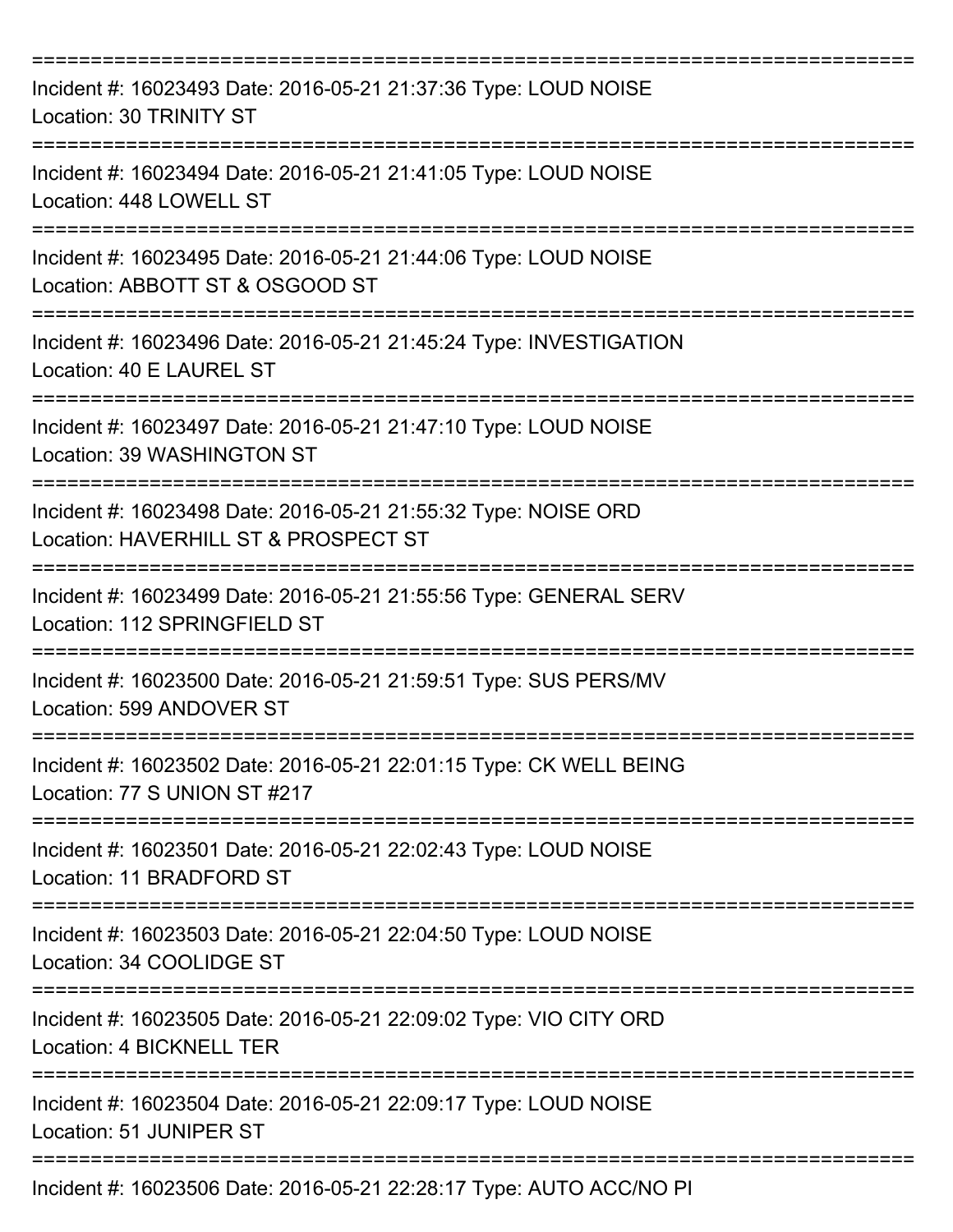===========================================================================

Incident #: 16023493 Date: 2016-05-21 21:37:36 Type: LOUD NOISE
Location: 30 TRINITY ST

===========================================================================

Incident #: 16023494 Date: 2016-05-21 21:41:05 Type: LOUD NOISE
Location: 448 LOWELL ST

===========================================================================

Incident #: 16023495 Date: 2016-05-21 21:44:06 Type: LOUD NOISE
Location: ABBOTT ST & OSGOOD ST

===========================================================================

Incident #: 16023496 Date: 2016-05-21 21:45:24 Type: INVESTIGATION
Location: 40 E LAUREL ST

===========================================================================

Incident #: 16023497 Date: 2016-05-21 21:47:10 Type: LOUD NOISE
Location: 39 WASHINGTON ST

===========================================================================

Incident #: 16023498 Date: 2016-05-21 21:55:32 Type: NOISE ORD
Location: HAVERHILL ST & PROSPECT ST

===========================================================================

Incident #: 16023499 Date: 2016-05-21 21:55:56 Type: GENERAL SERV
Location: 112 SPRINGFIELD ST

===========================================================================

Incident #: 16023500 Date: 2016-05-21 21:59:51 Type: SUS PERS/MV
Location: 599 ANDOVER ST

===========================================================================

Incident #: 16023502 Date: 2016-05-21 22:01:15 Type: CK WELL BEING
Location: 77 S UNION ST #217

===========================================================================

Incident #: 16023501 Date: 2016-05-21 22:02:43 Type: LOUD NOISE
Location: 11 BRADFORD ST

===========================================================================

Incident #: 16023503 Date: 2016-05-21 22:04:50 Type: LOUD NOISE
Location: 34 COOLIDGE ST

===========================================================================

Incident #: 16023505 Date: 2016-05-21 22:09:02 Type: VIO CITY ORD
Location: 4 BICKNELL TER

===========================================================================

Incident #: 16023504 Date: 2016-05-21 22:09:17 Type: LOUD NOISE
Location: 51 JUNIPER ST

===========================================================================

Incident #: 16023506 Date: 2016-05-21 22:28:17 Type: AUTO ACC/NO PI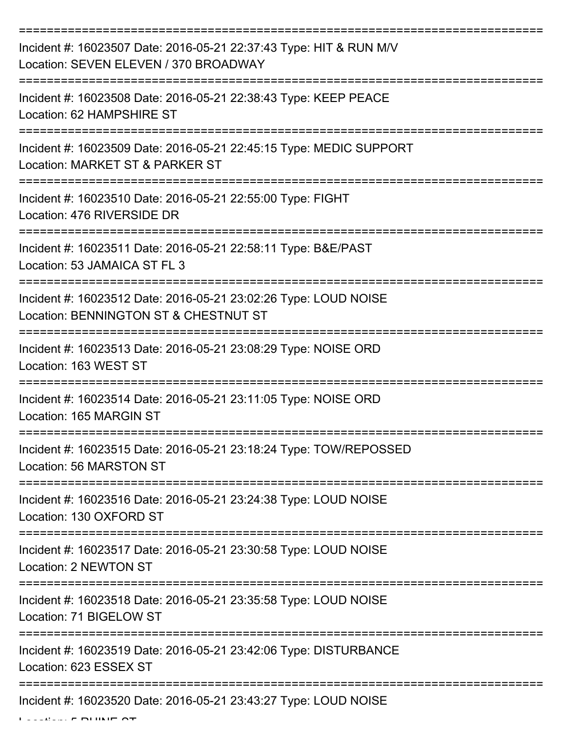===========================================================================

Incident #: 16023507 Date: 2016-05-21 22:37:43 Type: HIT & RUN M/V
Location: SEVEN ELEVEN / 370 BROADWAY

===========================================================================

Incident #: 16023508 Date: 2016-05-21 22:38:43 Type: KEEP PEACE
Location: 62 HAMPSHIRE ST

===========================================================================

Incident #: 16023509 Date: 2016-05-21 22:45:15 Type: MEDIC SUPPORT
Location: MARKET ST & PARKER ST

===========================================================================

Incident #: 16023510 Date: 2016-05-21 22:55:00 Type: FIGHT
Location: 476 RIVERSIDE DR

===========================================================================

Incident #: 16023511 Date: 2016-05-21 22:58:11 Type: B&E/PAST
Location: 53 JAMAICA ST FL 3

===========================================================================

Incident #: 16023512 Date: 2016-05-21 23:02:26 Type: LOUD NOISE
Location: BENNINGTON ST & CHESTNUT ST

===========================================================================

Incident #: 16023513 Date: 2016-05-21 23:08:29 Type: NOISE ORD
Location: 163 WEST ST

===========================================================================

Incident #: 16023514 Date: 2016-05-21 23:11:05 Type: NOISE ORD
Location: 165 MARGIN ST

===========================================================================

Incident #: 16023515 Date: 2016-05-21 23:18:24 Type: TOW/REPOSSED
Location: 56 MARSTON ST

===========================================================================

Incident #: 16023516 Date: 2016-05-21 23:24:38 Type: LOUD NOISE
Location: 130 OXFORD ST

===========================================================================

Incident #: 16023517 Date: 2016-05-21 23:30:58 Type: LOUD NOISE
Location: 2 NEWTON ST

===========================================================================

Incident #: 16023518 Date: 2016-05-21 23:35:58 Type: LOUD NOISE
Location: 71 BIGELOW ST

===========================================================================

Incident #: 16023519 Date: 2016-05-21 23:42:06 Type: DISTURBANCE
Location: 623 ESSEX ST

===========================================================================

Incident #: 16023520 Date: 2016-05-21 23:43:27 Type: LOUD NOISE
Location: 5 RHINE ST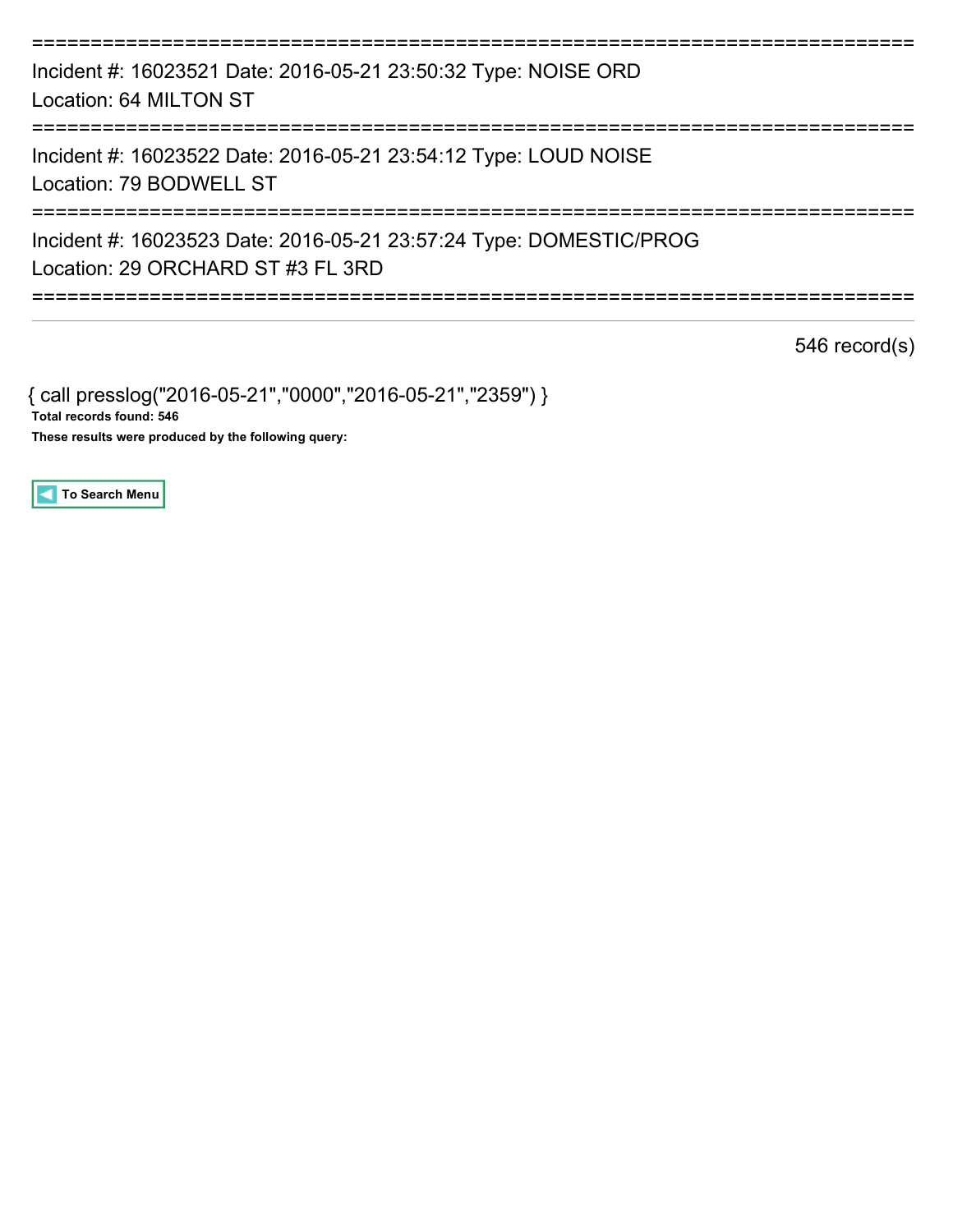===========================================================================

Incident #: 16023521 Date: 2016-05-21 23:50:32 Type: NOISE ORD
Location: 64 MILTON ST

===========================================================================

Incident #: 16023522 Date: 2016-05-21 23:54:12 Type: LOUD NOISE
Location: 79 BODWELL ST

===========================================================================

Incident #: 16023523 Date: 2016-05-21 23:57:24 Type: DOMESTIC/PROG
Location: 29 ORCHARD ST #3 FL 3RD

===========================================================================

546 record(s)

{ call presslog("2016-05-21","0000","2016-05-21","2359") }

**Total records found: 546**

**These results were produced by the following query:**

**To Search Menu**